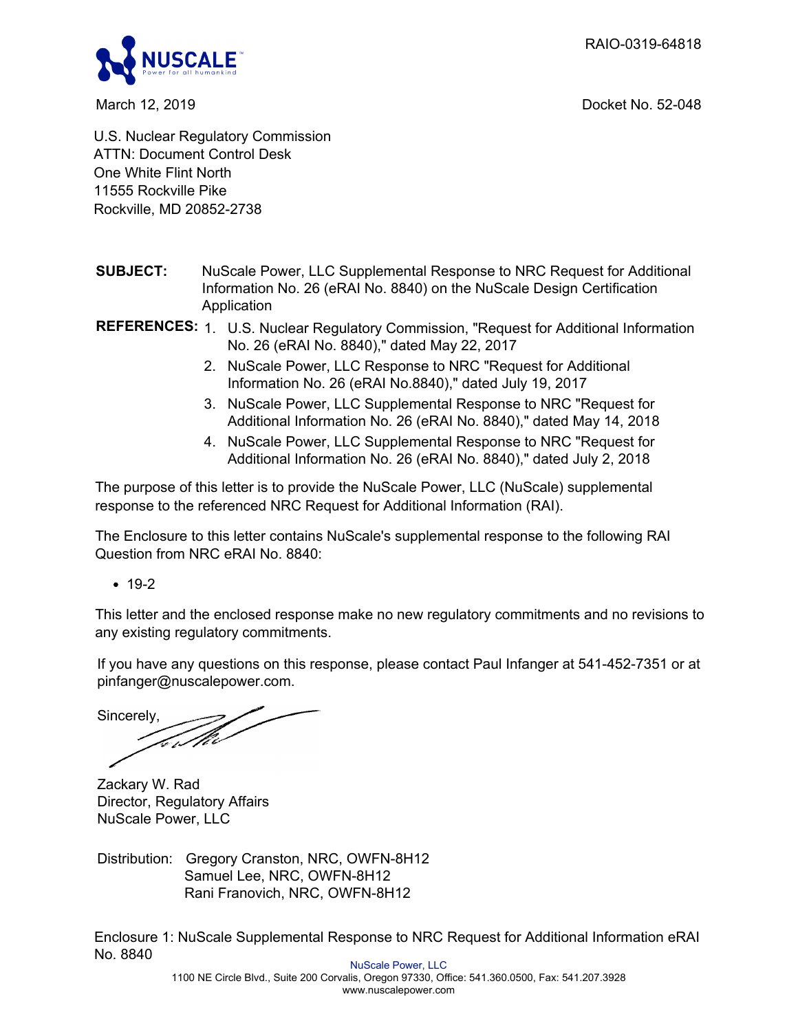RAIO-0319-64818

March 12, 2019

Docket No. 52-048

U.S. Nuclear Regulatory Commission
ATTN: Document Control Desk
One White Flint North
11555 Rockville Pike
Rockville, MD 20852-2738

**SUBJECT:** NuScale Power, LLC Supplemental Response to NRC Request for Additional Information No. 26 (eRAI No. 8840) on the NuScale Design Certification Application

**REFERENCES:**
1. U.S. Nuclear Regulatory Commission, "Request for Additional Information No. 26 (eRAI No. 8840)," dated May 22, 2017
2. NuScale Power, LLC Response to NRC "Request for Additional Information No. 26 (eRAI No.8840)," dated July 19, 2017
3. NuScale Power, LLC Supplemental Response to NRC "Request for Additional Information No. 26 (eRAI No. 8840)," dated May 14, 2018
4. NuScale Power, LLC Supplemental Response to NRC "Request for Additional Information No. 26 (eRAI No. 8840)," dated July 2, 2018

The purpose of this letter is to provide the NuScale Power, LLC (NuScale) supplemental response to the referenced NRC Request for Additional Information (RAI).

The Enclosure to this letter contains NuScale's supplemental response to the following RAI Question from NRC eRAI No. 8840:

- 19-2

This letter and the enclosed response make no new regulatory commitments and no revisions to any existing regulatory commitments.

If you have any questions on this response, please contact Paul Infanger at 541-452-7351 or at pinfanger@nuscalepower.com.

Sincerely,

Zackary W. Rad
Director, Regulatory Affairs
NuScale Power, LLC

Distribution: Gregory Cranston, NRC, OWFN-8H12
Samuel Lee, NRC, OWFN-8H12
Rani Franovich, NRC, OWFN-8H12

Enclosure 1: NuScale Supplemental Response to NRC Request for Additional Information eRAI No. 8840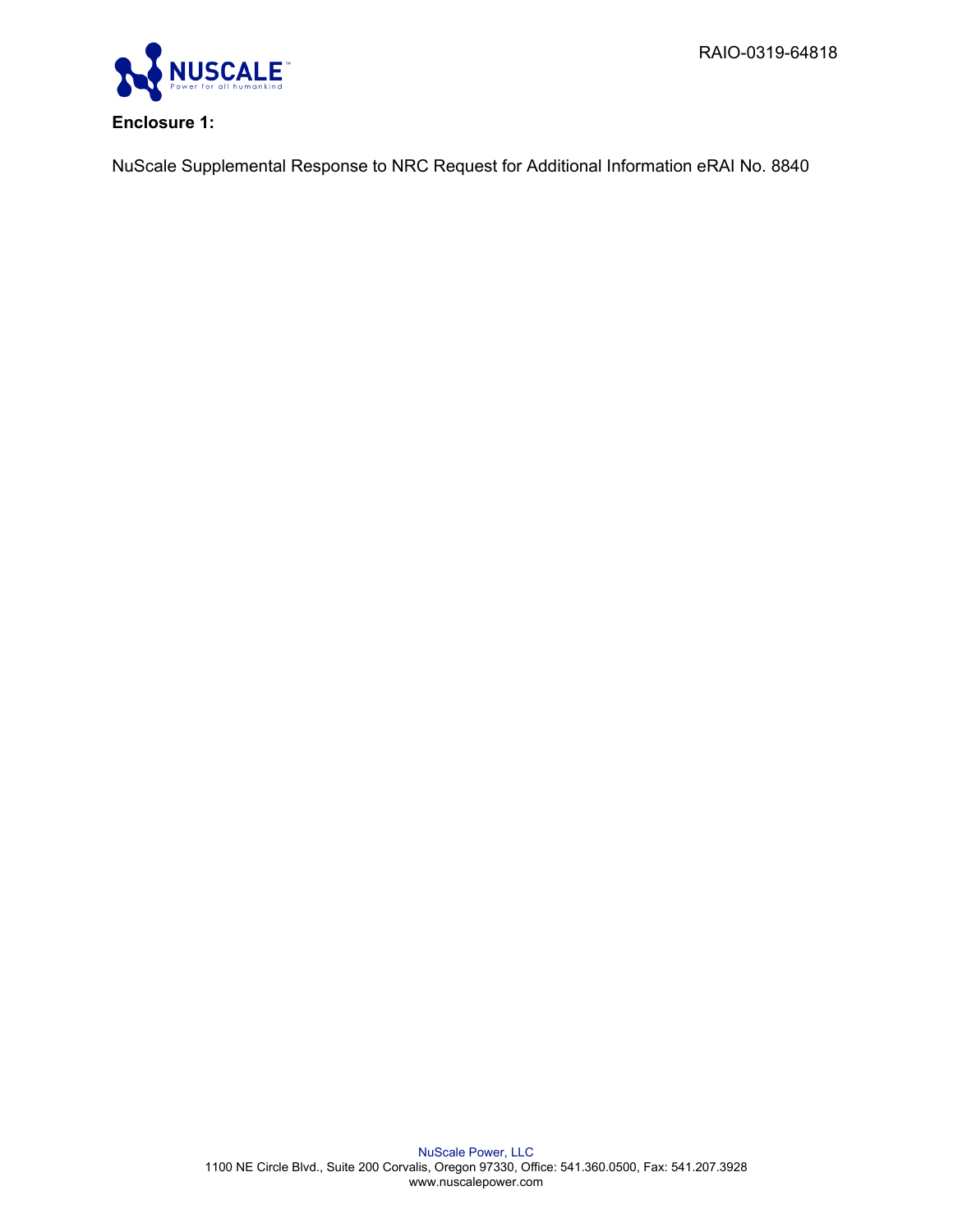**Enclosure 1:**

NuScale Supplemental Response to NRC Request for Additional Information eRAI No. 8840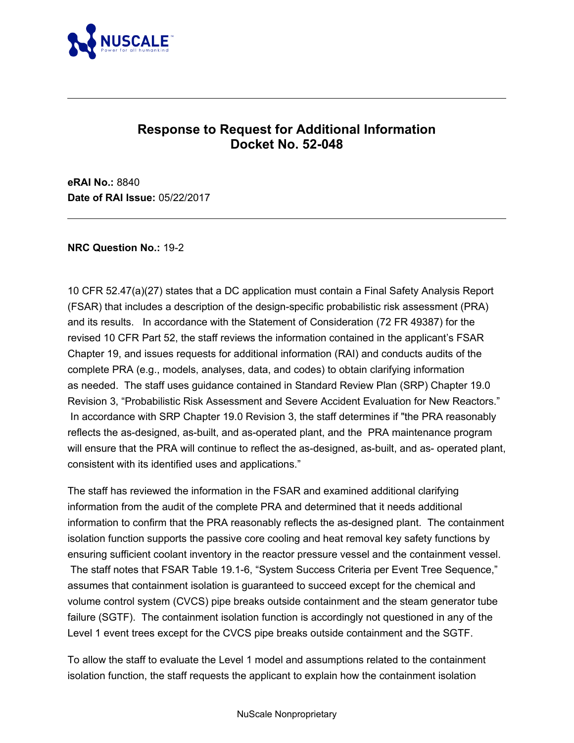# Response to Request for Additional Information
# Docket No. 52-048

**eRAI No.:** 8840
**Date of RAI Issue:** 05/22/2017

---

**NRC Question No.:** 19-2

10 CFR 52.47(a)(27) states that a DC application must contain a Final Safety Analysis Report (FSAR) that includes a description of the design-specific probabilistic risk assessment (PRA) and its results. In accordance with the Statement of Consideration (72 FR 49387) for the revised 10 CFR Part 52, the staff reviews the information contained in the applicant's FSAR Chapter 19, and issues requests for additional information (RAI) and conducts audits of the complete PRA (e.g., models, analyses, data, and codes) to obtain clarifying information as needed. The staff uses guidance contained in Standard Review Plan (SRP) Chapter 19.0 Revision 3, "Probabilistic Risk Assessment and Severe Accident Evaluation for New Reactors." In accordance with SRP Chapter 19.0 Revision 3, the staff determines if "the PRA reasonably reflects the as-designed, as-built, and as-operated plant, and the PRA maintenance program will ensure that the PRA will continue to reflect the as-designed, as-built, and as- operated plant, consistent with its identified uses and applications."

The staff has reviewed the information in the FSAR and examined additional clarifying information from the audit of the complete PRA and determined that it needs additional information to confirm that the PRA reasonably reflects the as-designed plant. The containment isolation function supports the passive core cooling and heat removal key safety functions by ensuring sufficient coolant inventory in the reactor pressure vessel and the containment vessel. The staff notes that FSAR Table 19.1-6, "System Success Criteria per Event Tree Sequence," assumes that containment isolation is guaranteed to succeed except for the chemical and volume control system (CVCS) pipe breaks outside containment and the steam generator tube failure (SGTF). The containment isolation function is accordingly not questioned in any of the Level 1 event trees except for the CVCS pipe breaks outside containment and the SGTF.

To allow the staff to evaluate the Level 1 model and assumptions related to the containment isolation function, the staff requests the applicant to explain how the containment isolation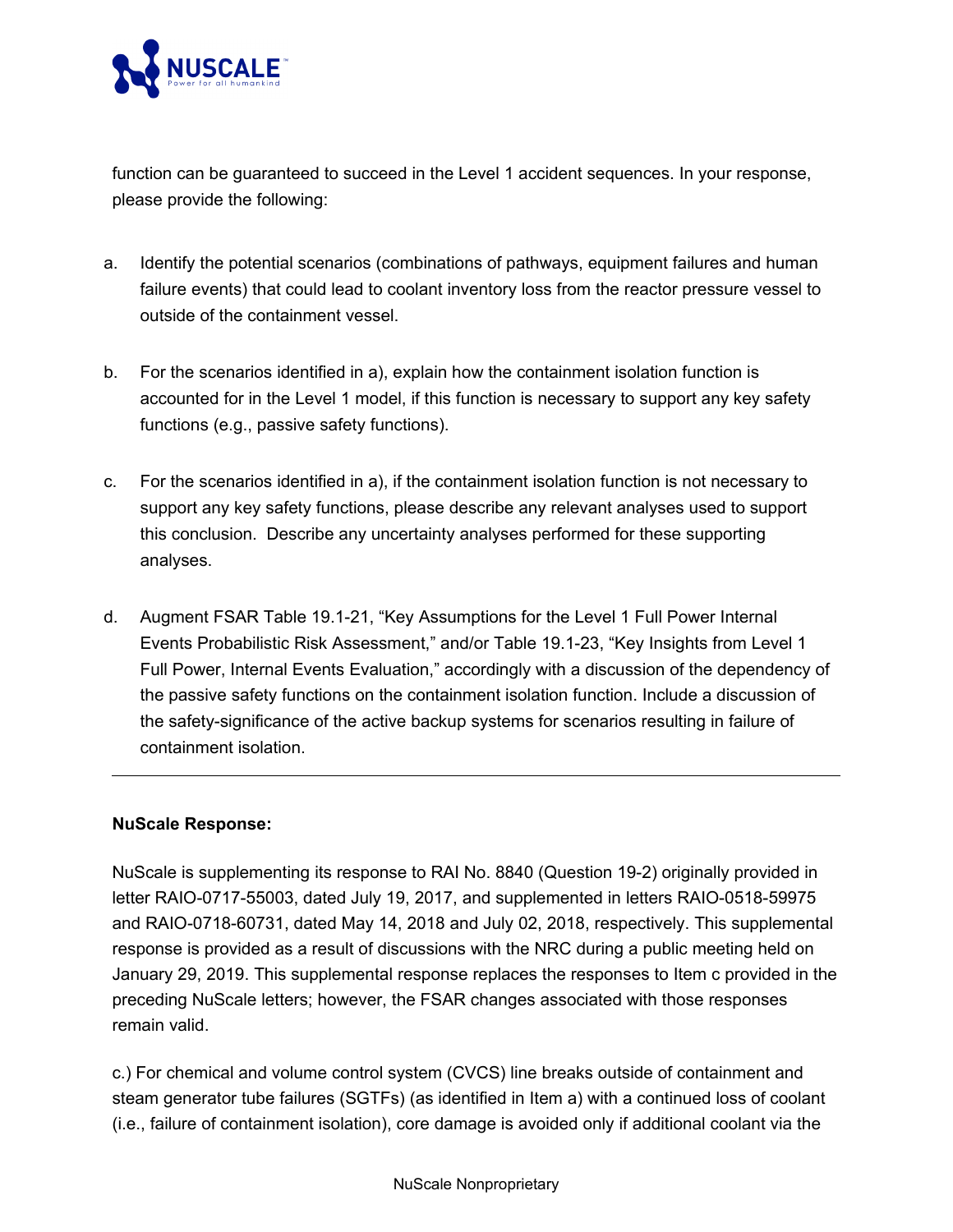function can be guaranteed to succeed in the Level 1 accident sequences. In your response, please provide the following:

a. Identify the potential scenarios (combinations of pathways, equipment failures and human failure events) that could lead to coolant inventory loss from the reactor pressure vessel to outside of the containment vessel.

b. For the scenarios identified in a), explain how the containment isolation function is accounted for in the Level 1 model, if this function is necessary to support any key safety functions (e.g., passive safety functions).

c. For the scenarios identified in a), if the containment isolation function is not necessary to support any key safety functions, please describe any relevant analyses used to support this conclusion. Describe any uncertainty analyses performed for these supporting analyses.

d. Augment FSAR Table 19.1-21, "Key Assumptions for the Level 1 Full Power Internal Events Probabilistic Risk Assessment," and/or Table 19.1-23, "Key Insights from Level 1 Full Power, Internal Events Evaluation," accordingly with a discussion of the dependency of the passive safety functions on the containment isolation function. Include a discussion of the safety-significance of the active backup systems for scenarios resulting in failure of containment isolation.

---

**NuScale Response:**

NuScale is supplementing its response to RAI No. 8840 (Question 19-2) originally provided in letter RAIO-0717-55003, dated July 19, 2017, and supplemented in letters RAIO-0518-59975 and RAIO-0718-60731, dated May 14, 2018 and July 02, 2018, respectively. This supplemental response is provided as a result of discussions with the NRC during a public meeting held on January 29, 2019. This supplemental response replaces the responses to Item c provided in the preceding NuScale letters; however, the FSAR changes associated with those responses remain valid.

c.) For chemical and volume control system (CVCS) line breaks outside of containment and steam generator tube failures (SGTFs) (as identified in Item a) with a continued loss of coolant (i.e., failure of containment isolation), core damage is avoided only if additional coolant via the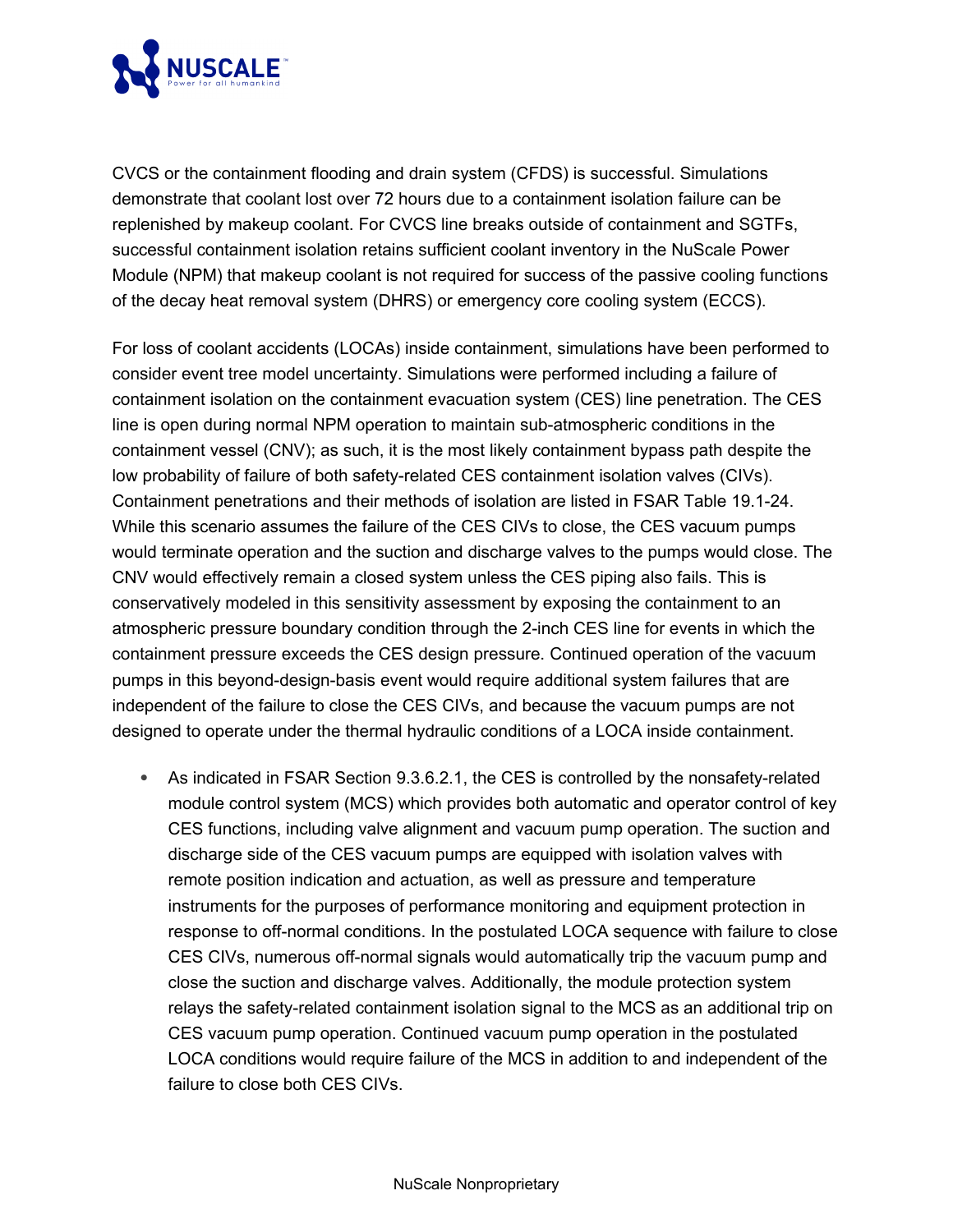CVCS or the containment flooding and drain system (CFDS) is successful. Simulations demonstrate that coolant lost over 72 hours due to a containment isolation failure can be replenished by makeup coolant. For CVCS line breaks outside of containment and SGTFs, successful containment isolation retains sufficient coolant inventory in the NuScale Power Module (NPM) that makeup coolant is not required for success of the passive cooling functions of the decay heat removal system (DHRS) or emergency core cooling system (ECCS).

For loss of coolant accidents (LOCAs) inside containment, simulations have been performed to consider event tree model uncertainty. Simulations were performed including a failure of containment isolation on the containment evacuation system (CES) line penetration. The CES line is open during normal NPM operation to maintain sub-atmospheric conditions in the containment vessel (CNV); as such, it is the most likely containment bypass path despite the low probability of failure of both safety-related CES containment isolation valves (CIVs). Containment penetrations and their methods of isolation are listed in FSAR Table 19.1-24. While this scenario assumes the failure of the CES CIVs to close, the CES vacuum pumps would terminate operation and the suction and discharge valves to the pumps would close. The CNV would effectively remain a closed system unless the CES piping also fails. This is conservatively modeled in this sensitivity assessment by exposing the containment to an atmospheric pressure boundary condition through the 2-inch CES line for events in which the containment pressure exceeds the CES design pressure. Continued operation of the vacuum pumps in this beyond-design-basis event would require additional system failures that are independent of the failure to close the CES CIVs, and because the vacuum pumps are not designed to operate under the thermal hydraulic conditions of a LOCA inside containment.

- As indicated in FSAR Section 9.3.6.2.1, the CES is controlled by the nonsafety-related module control system (MCS) which provides both automatic and operator control of key CES functions, including valve alignment and vacuum pump operation. The suction and discharge side of the CES vacuum pumps are equipped with isolation valves with remote position indication and actuation, as well as pressure and temperature instruments for the purposes of performance monitoring and equipment protection in response to off-normal conditions. In the postulated LOCA sequence with failure to close CES CIVs, numerous off-normal signals would automatically trip the vacuum pump and close the suction and discharge valves. Additionally, the module protection system relays the safety-related containment isolation signal to the MCS as an additional trip on CES vacuum pump operation. Continued vacuum pump operation in the postulated LOCA conditions would require failure of the MCS in addition to and independent of the failure to close both CES CIVs.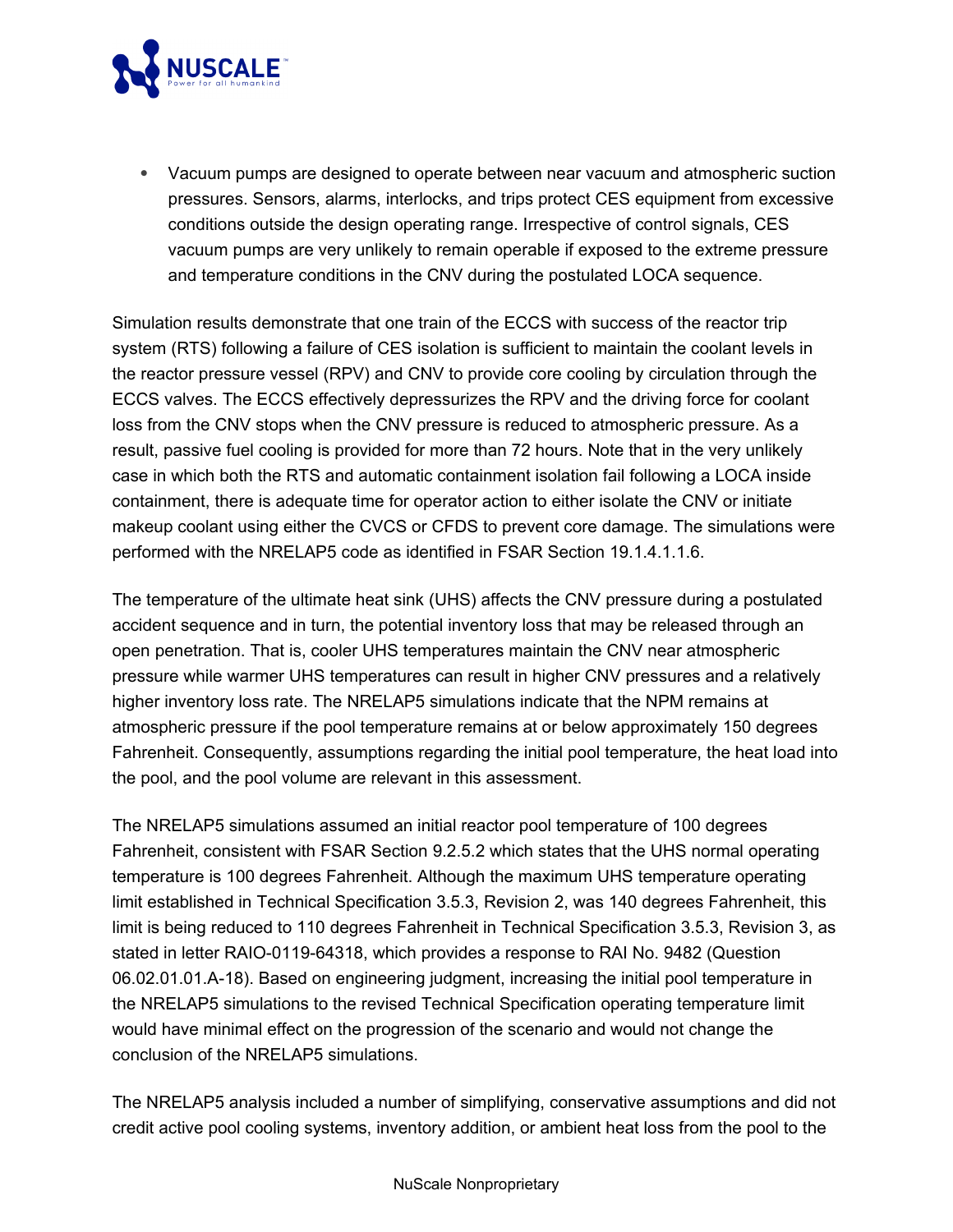- Vacuum pumps are designed to operate between near vacuum and atmospheric suction pressures. Sensors, alarms, interlocks, and trips protect CES equipment from excessive conditions outside the design operating range. Irrespective of control signals, CES vacuum pumps are very unlikely to remain operable if exposed to the extreme pressure and temperature conditions in the CNV during the postulated LOCA sequence.

Simulation results demonstrate that one train of the ECCS with success of the reactor trip system (RTS) following a failure of CES isolation is sufficient to maintain the coolant levels in the reactor pressure vessel (RPV) and CNV to provide core cooling by circulation through the ECCS valves. The ECCS effectively depressurizes the RPV and the driving force for coolant loss from the CNV stops when the CNV pressure is reduced to atmospheric pressure. As a result, passive fuel cooling is provided for more than 72 hours. Note that in the very unlikely case in which both the RTS and automatic containment isolation fail following a LOCA inside containment, there is adequate time for operator action to either isolate the CNV or initiate makeup coolant using either the CVCS or CFDS to prevent core damage. The simulations were performed with the NRELAP5 code as identified in FSAR Section 19.1.4.1.1.6.

The temperature of the ultimate heat sink (UHS) affects the CNV pressure during a postulated accident sequence and in turn, the potential inventory loss that may be released through an open penetration. That is, cooler UHS temperatures maintain the CNV near atmospheric pressure while warmer UHS temperatures can result in higher CNV pressures and a relatively higher inventory loss rate. The NRELAP5 simulations indicate that the NPM remains at atmospheric pressure if the pool temperature remains at or below approximately 150 degrees Fahrenheit. Consequently, assumptions regarding the initial pool temperature, the heat load into the pool, and the pool volume are relevant in this assessment.

The NRELAP5 simulations assumed an initial reactor pool temperature of 100 degrees Fahrenheit, consistent with FSAR Section 9.2.5.2 which states that the UHS normal operating temperature is 100 degrees Fahrenheit. Although the maximum UHS temperature operating limit established in Technical Specification 3.5.3, Revision 2, was 140 degrees Fahrenheit, this limit is being reduced to 110 degrees Fahrenheit in Technical Specification 3.5.3, Revision 3, as stated in letter RAIO-0119-64318, which provides a response to RAI No. 9482 (Question 06.02.01.01.A-18). Based on engineering judgment, increasing the initial pool temperature in the NRELAP5 simulations to the revised Technical Specification operating temperature limit would have minimal effect on the progression of the scenario and would not change the conclusion of the NRELAP5 simulations.

The NRELAP5 analysis included a number of simplifying, conservative assumptions and did not credit active pool cooling systems, inventory addition, or ambient heat loss from the pool to the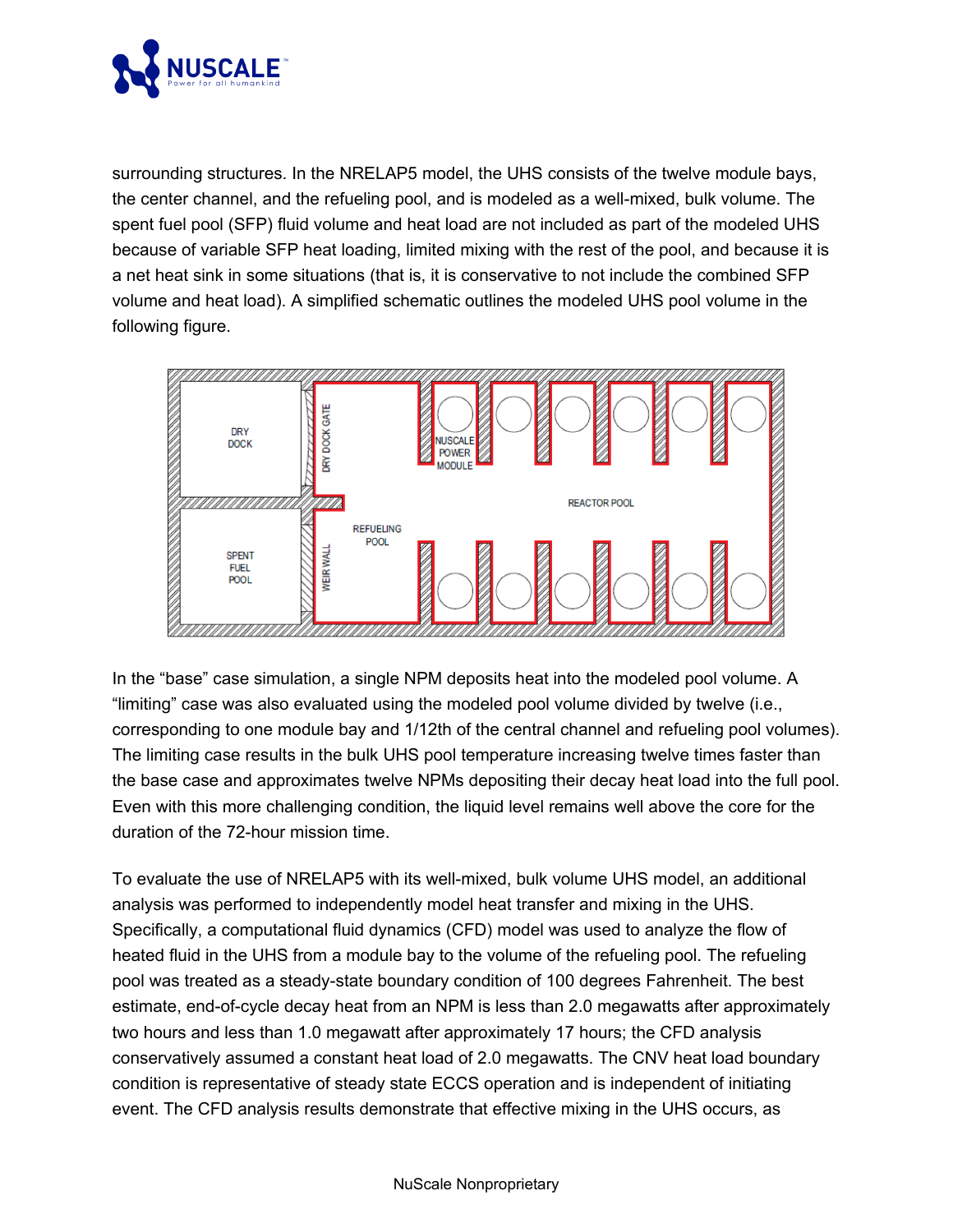surrounding structures. In the NRELAP5 model, the UHS consists of the twelve module bays, the center channel, and the refueling pool, and is modeled as a well-mixed, bulk volume. The spent fuel pool (SFP) fluid volume and heat load are not included as part of the modeled UHS because of variable SFP heat loading, limited mixing with the rest of the pool, and because it is a net heat sink in some situations (that is, it is conservative to not include the combined SFP volume and heat load). A simplified schematic outlines the modeled UHS pool volume in the following figure.

In the “base” case simulation, a single NPM deposits heat into the modeled pool volume. A “limiting” case was also evaluated using the modeled pool volume divided by twelve (i.e., corresponding to one module bay and 1/12th of the central channel and refueling pool volumes). The limiting case results in the bulk UHS pool temperature increasing twelve times faster than the base case and approximates twelve NPMs depositing their decay heat load into the full pool. Even with this more challenging condition, the liquid level remains well above the core for the duration of the 72-hour mission time.

To evaluate the use of NRELAP5 with its well-mixed, bulk volume UHS model, an additional analysis was performed to independently model heat transfer and mixing in the UHS. Specifically, a computational fluid dynamics (CFD) model was used to analyze the flow of heated fluid in the UHS from a module bay to the volume of the refueling pool. The refueling pool was treated as a steady-state boundary condition of 100 degrees Fahrenheit. The best estimate, end-of-cycle decay heat from an NPM is less than 2.0 megawatts after approximately two hours and less than 1.0 megawatt after approximately 17 hours; the CFD analysis conservatively assumed a constant heat load of 2.0 megawatts. The CNV heat load boundary condition is representative of steady state ECCS operation and is independent of initiating event. The CFD analysis results demonstrate that effective mixing in the UHS occurs, as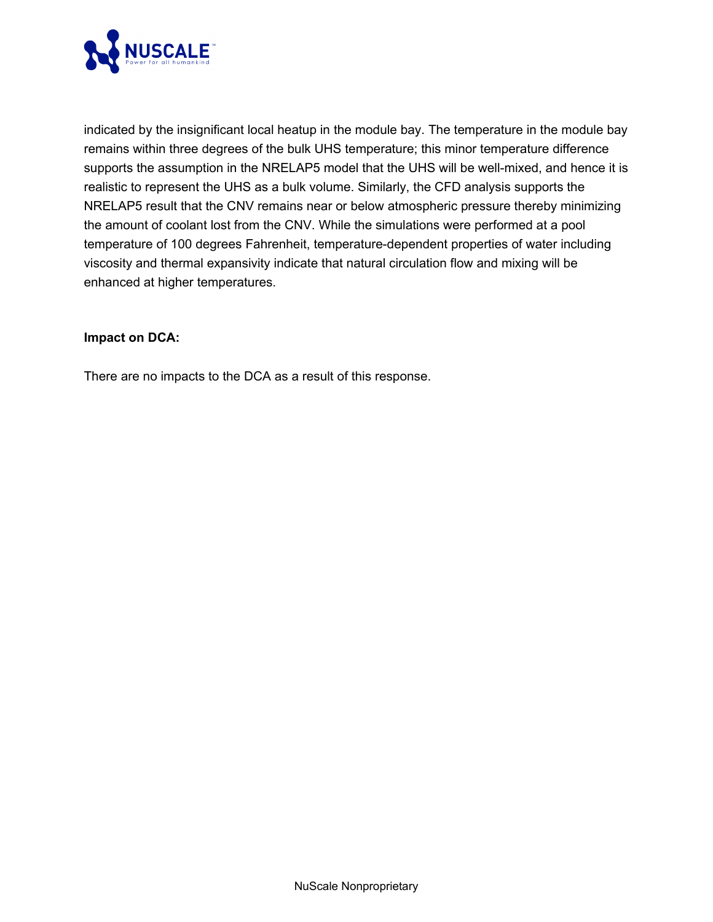indicated by the insignificant local heatup in the module bay. The temperature in the module bay remains within three degrees of the bulk UHS temperature; this minor temperature difference supports the assumption in the NRELAP5 model that the UHS will be well-mixed, and hence it is realistic to represent the UHS as a bulk volume. Similarly, the CFD analysis supports the NRELAP5 result that the CNV remains near or below atmospheric pressure thereby minimizing the amount of coolant lost from the CNV. While the simulations were performed at a pool temperature of 100 degrees Fahrenheit, temperature-dependent properties of water including viscosity and thermal expansivity indicate that natural circulation flow and mixing will be enhanced at higher temperatures.

**Impact on DCA:**

There are no impacts to the DCA as a result of this response.